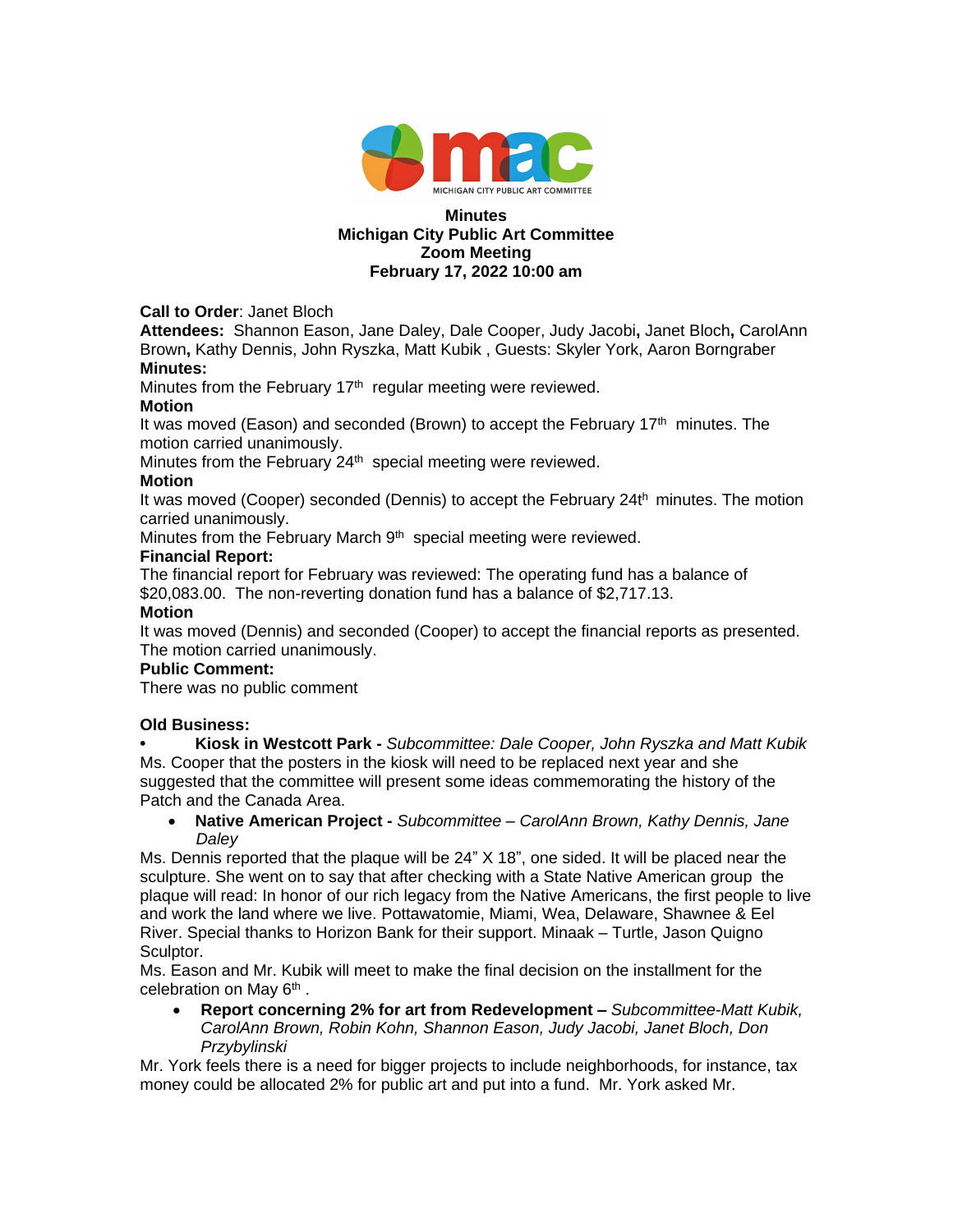MICHIGAN CITY PUBLIC ART COMMITTEE

**Minutes**
**Michigan City Public Art Committee**
**Zoom Meeting**
**February 17, 2022 10:00 am**

**Call to Order**: Janet Bloch

**Attendees:** Shannon Eason, Jane Daley, Dale Cooper, Judy Jacobi**,** Janet Bloch**,** CarolAnn Brown**,** Kathy Dennis, John Ryszka, Matt Kubik , Guests: Skyler York, Aaron Borngraber

**Minutes:**

Minutes from the February 17th regular meeting were reviewed.

**Motion**

It was moved (Eason) and seconded (Brown) to accept the February 17th minutes. The motion carried unanimously.

Minutes from the February 24th special meeting were reviewed.

**Motion**

It was moved (Cooper) seconded (Dennis) to accept the February 24th minutes. The motion carried unanimously.

Minutes from the February March 9th special meeting were reviewed.

**Financial Report:**

The financial report for February was reviewed: The operating fund has a balance of $20,083.00. The non-reverting donation fund has a balance of $2,717.13.

**Motion**

It was moved (Dennis) and seconded (Cooper) to accept the financial reports as presented. The motion carried unanimously.

**Public Comment:**

There was no public comment

**Old Business:**

- **Kiosk in Westcott Park -** *Subcommittee: Dale Cooper, John Ryszka and Matt Kubik*

Ms. Cooper that the posters in the kiosk will need to be replaced next year and she suggested that the committee will present some ideas commemorating the history of the Patch and the Canada Area.

- **Native American Project -** *Subcommittee – CarolAnn Brown, Kathy Dennis, Jane Daley*

Ms. Dennis reported that the plaque will be 24" X 18", one sided. It will be placed near the sculpture. She went on to say that after checking with a State Native American group the plaque will read: In honor of our rich legacy from the Native Americans, the first people to live and work the land where we live. Pottawatomie, Miami, Wea, Delaware, Shawnee & Eel River. Special thanks to Horizon Bank for their support. Minaak – Turtle, Jason Quigno Sculptor.

Ms. Eason and Mr. Kubik will meet to make the final decision on the installment for the celebration on May 6th .

- **Report concerning 2% for art from Redevelopment –** *Subcommittee-Matt Kubik, CarolAnn Brown, Robin Kohn, Shannon Eason, Judy Jacobi, Janet Bloch, Don Przybylinski*

Mr. York feels there is a need for bigger projects to include neighborhoods, for instance, tax money could be allocated 2% for public art and put into a fund. Mr. York asked Mr.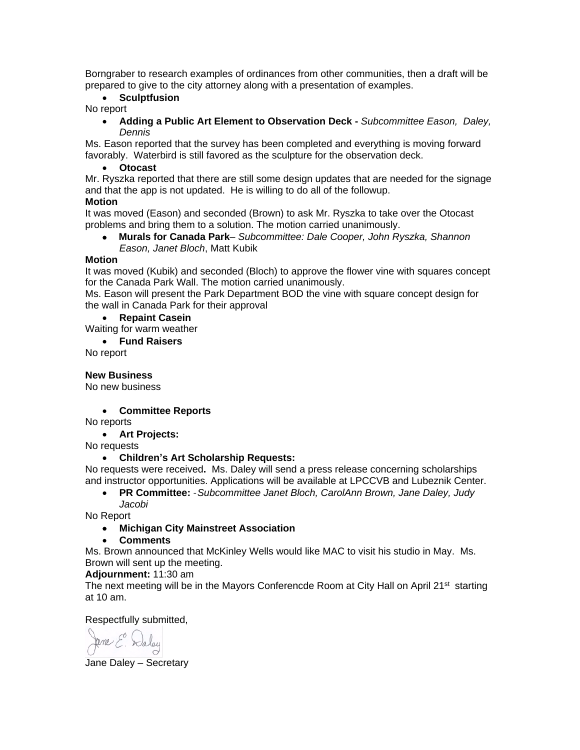Borngraber to research examples of ordinances from other communities, then a draft will be prepared to give to the city attorney along with a presentation of examples.

- **Sculptfusion**

No report

- **Adding a Public Art Element to Observation Deck -** *Subcommittee Eason, Daley, Dennis*

Ms. Eason reported that the survey has been completed and everything is moving forward favorably. Waterbird is still favored as the sculpture for the observation deck.

- **Otocast**

Mr. Ryszka reported that there are still some design updates that are needed for the signage and that the app is not updated. He is willing to do all of the followup.

**Motion**

It was moved (Eason) and seconded (Brown) to ask Mr. Ryszka to take over the Otocast problems and bring them to a solution. The motion carried unanimously.

- **Murals for Canada Park**– *Subcommittee: Dale Cooper, John Ryszka, Shannon Eason, Janet Bloch*, Matt Kubik

**Motion**

It was moved (Kubik) and seconded (Bloch) to approve the flower vine with squares concept for the Canada Park Wall. The motion carried unanimously.

Ms. Eason will present the Park Department BOD the vine with square concept design for the wall in Canada Park for their approval

- **Repaint Casein**

Waiting for warm weather

- **Fund Raisers**

No report

**New Business**

No new business

- **Committee Reports**

No reports

- **Art Projects:**

No requests

- **Children's Art Scholarship Requests:**

No requests were received**.** Ms. Daley will send a press release concerning scholarships and instructor opportunities. Applications will be available at LPCCVB and Lubeznik Center.

- **PR Committee:** -*Subcommittee Janet Bloch, CarolAnn Brown, Jane Daley, Judy Jacobi*

No Report

- **Michigan City Mainstreet Association**
- **Comments**

Ms. Brown announced that McKinley Wells would like MAC to visit his studio in May. Ms. Brown will sent up the meeting.

**Adjournment:** 11:30 am

The next meeting will be in the Mayors Conferencde Room at City Hall on April 21st starting at 10 am.

Respectfully submitted,

Jane E. Daley

Jane Daley – Secretary